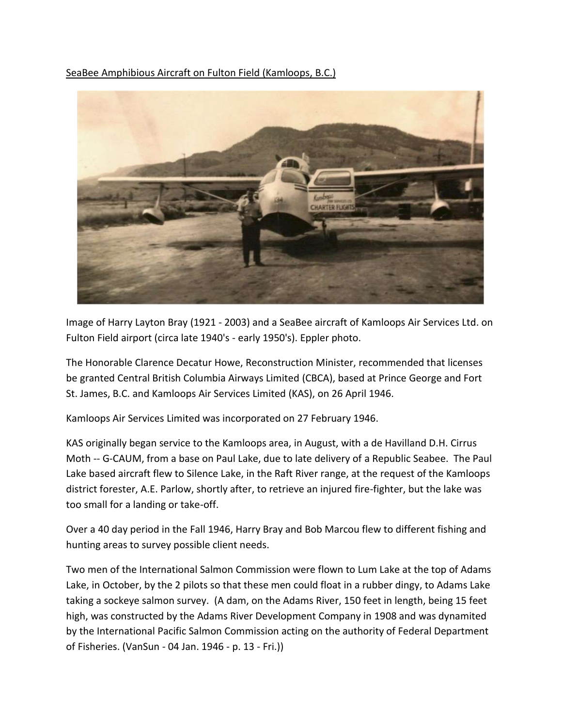SeaBee Amphibious Aircraft on Fulton Field (Kamloops, B.C.)

Image of Harry Layton Bray (1921 - 2003) and a SeaBee aircraft of Kamloops Air Services Ltd. on Fulton Field airport (circa late 1940's - early 1950's). Eppler photo.

The Honorable Clarence Decatur Howe, Reconstruction Minister, recommended that licenses be granted Central British Columbia Airways Limited (CBCA), based at Prince George and Fort St. James, B.C. and Kamloops Air Services Limited (KAS), on 26 April 1946.

Kamloops Air Services Limited was incorporated on 27 February 1946.

KAS originally began service to the Kamloops area, in August, with a de Havilland D.H. Cirrus Moth -- G-CAUM, from a base on Paul Lake, due to late delivery of a Republic Seabee. The Paul Lake based aircraft flew to Silence Lake, in the Raft River range, at the request of the Kamloops district forester, A.E. Parlow, shortly after, to retrieve an injured fire-fighter, but the lake was too small for a landing or take-off.

Over a 40 day period in the Fall 1946, Harry Bray and Bob Marcou flew to different fishing and hunting areas to survey possible client needs.

Two men of the International Salmon Commission were flown to Lum Lake at the top of Adams Lake, in October, by the 2 pilots so that these men could float in a rubber dingy, to Adams Lake taking a sockeye salmon survey. (A dam, on the Adams River, 150 feet in length, being 15 feet high, was constructed by the Adams River Development Company in 1908 and was dynamited by the International Pacific Salmon Commission acting on the authority of Federal Department of Fisheries. (VanSun - 04 Jan. 1946 - p. 13 - Fri.))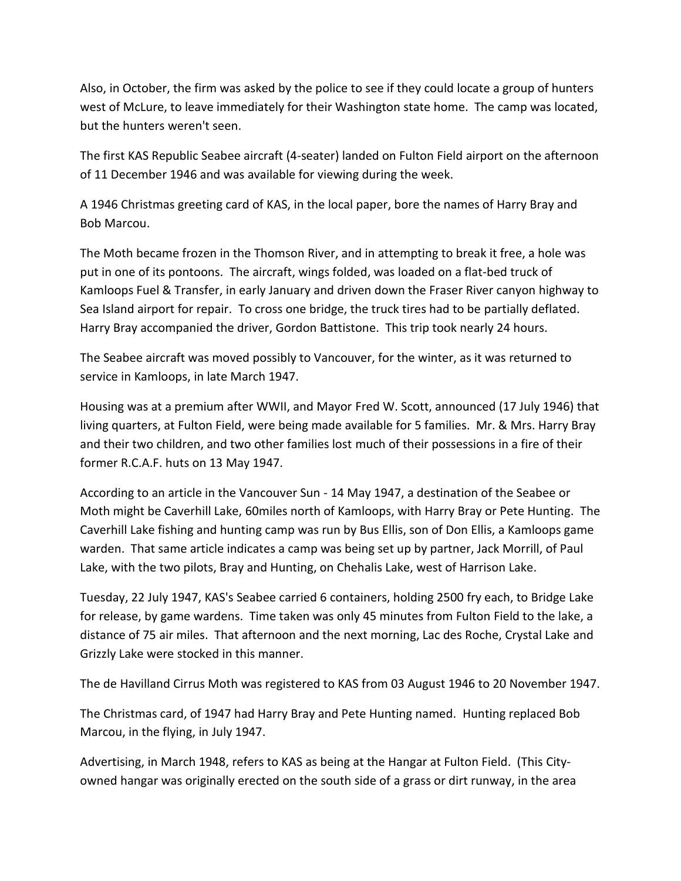Also, in October, the firm was asked by the police to see if they could locate a group of hunters west of McLure, to leave immediately for their Washington state home. The camp was located, but the hunters weren't seen.

The first KAS Republic Seabee aircraft (4-seater) landed on Fulton Field airport on the afternoon of 11 December 1946 and was available for viewing during the week.

A 1946 Christmas greeting card of KAS, in the local paper, bore the names of Harry Bray and Bob Marcou.

The Moth became frozen in the Thomson River, and in attempting to break it free, a hole was put in one of its pontoons. The aircraft, wings folded, was loaded on a flat-bed truck of Kamloops Fuel & Transfer, in early January and driven down the Fraser River canyon highway to Sea Island airport for repair. To cross one bridge, the truck tires had to be partially deflated. Harry Bray accompanied the driver, Gordon Battistone. This trip took nearly 24 hours.

The Seabee aircraft was moved possibly to Vancouver, for the winter, as it was returned to service in Kamloops, in late March 1947.

Housing was at a premium after WWII, and Mayor Fred W. Scott, announced (17 July 1946) that living quarters, at Fulton Field, were being made available for 5 families. Mr. & Mrs. Harry Bray and their two children, and two other families lost much of their possessions in a fire of their former R.C.A.F. huts on 13 May 1947.

According to an article in the Vancouver Sun - 14 May 1947, a destination of the Seabee or Moth might be Caverhill Lake, 60miles north of Kamloops, with Harry Bray or Pete Hunting. The Caverhill Lake fishing and hunting camp was run by Bus Ellis, son of Don Ellis, a Kamloops game warden. That same article indicates a camp was being set up by partner, Jack Morrill, of Paul Lake, with the two pilots, Bray and Hunting, on Chehalis Lake, west of Harrison Lake.

Tuesday, 22 July 1947, KAS's Seabee carried 6 containers, holding 2500 fry each, to Bridge Lake for release, by game wardens. Time taken was only 45 minutes from Fulton Field to the lake, a distance of 75 air miles. That afternoon and the next morning, Lac des Roche, Crystal Lake and Grizzly Lake were stocked in this manner.

The de Havilland Cirrus Moth was registered to KAS from 03 August 1946 to 20 November 1947.

The Christmas card, of 1947 had Harry Bray and Pete Hunting named. Hunting replaced Bob Marcou, in the flying, in July 1947.

Advertising, in March 1948, refers to KAS as being at the Hangar at Fulton Field. (This City-owned hangar was originally erected on the south side of a grass or dirt runway, in the area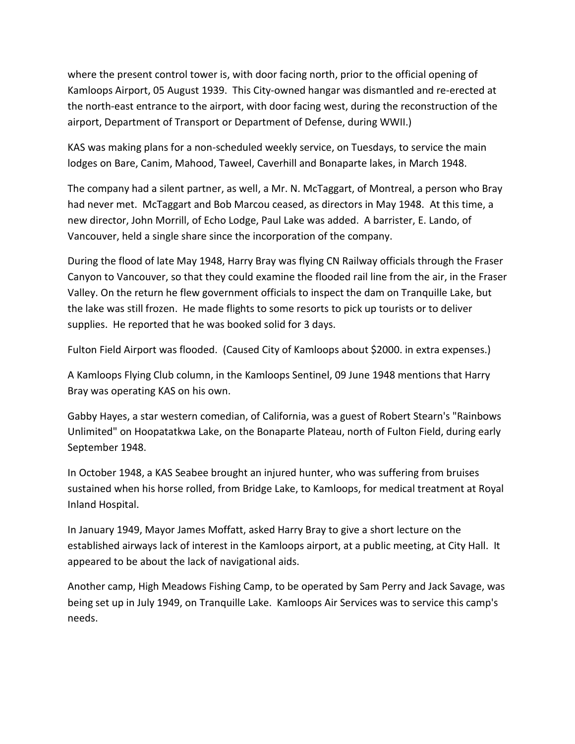where the present control tower is, with door facing north, prior to the official opening of Kamloops Airport, 05 August 1939. This City-owned hangar was dismantled and re-erected at the north-east entrance to the airport, with door facing west, during the reconstruction of the airport, Department of Transport or Department of Defense, during WWII.)

KAS was making plans for a non-scheduled weekly service, on Tuesdays, to service the main lodges on Bare, Canim, Mahood, Taweel, Caverhill and Bonaparte lakes, in March 1948.

The company had a silent partner, as well, a Mr. N. McTaggart, of Montreal, a person who Bray had never met. McTaggart and Bob Marcou ceased, as directors in May 1948. At this time, a new director, John Morrill, of Echo Lodge, Paul Lake was added. A barrister, E. Lando, of Vancouver, held a single share since the incorporation of the company.

During the flood of late May 1948, Harry Bray was flying CN Railway officials through the Fraser Canyon to Vancouver, so that they could examine the flooded rail line from the air, in the Fraser Valley. On the return he flew government officials to inspect the dam on Tranquille Lake, but the lake was still frozen. He made flights to some resorts to pick up tourists or to deliver supplies. He reported that he was booked solid for 3 days.

Fulton Field Airport was flooded. (Caused City of Kamloops about $2000. in extra expenses.)

A Kamloops Flying Club column, in the Kamloops Sentinel, 09 June 1948 mentions that Harry Bray was operating KAS on his own.

Gabby Hayes, a star western comedian, of California, was a guest of Robert Stearn's "Rainbows Unlimited" on Hoopatatkwa Lake, on the Bonaparte Plateau, north of Fulton Field, during early September 1948.

In October 1948, a KAS Seabee brought an injured hunter, who was suffering from bruises sustained when his horse rolled, from Bridge Lake, to Kamloops, for medical treatment at Royal Inland Hospital.

In January 1949, Mayor James Moffatt, asked Harry Bray to give a short lecture on the established airways lack of interest in the Kamloops airport, at a public meeting, at City Hall. It appeared to be about the lack of navigational aids.

Another camp, High Meadows Fishing Camp, to be operated by Sam Perry and Jack Savage, was being set up in July 1949, on Tranquille Lake. Kamloops Air Services was to service this camp's needs.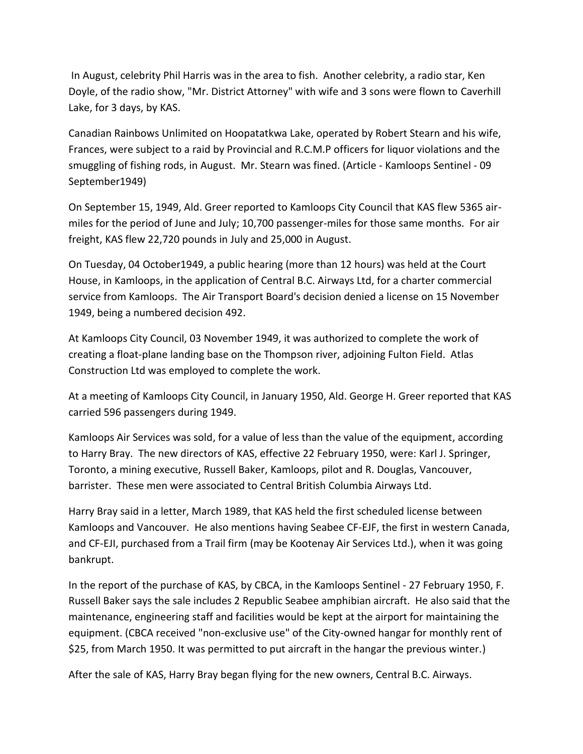In August, celebrity Phil Harris was in the area to fish. Another celebrity, a radio star, Ken Doyle, of the radio show, "Mr. District Attorney" with wife and 3 sons were flown to Caverhill Lake, for 3 days, by KAS.

Canadian Rainbows Unlimited on Hoopatatkwa Lake, operated by Robert Stearn and his wife, Frances, were subject to a raid by Provincial and R.C.M.P officers for liquor violations and the smuggling of fishing rods, in August. Mr. Stearn was fined. (Article - Kamloops Sentinel - 09 September1949)

On September 15, 1949, Ald. Greer reported to Kamloops City Council that KAS flew 5365 air-miles for the period of June and July; 10,700 passenger-miles for those same months. For air freight, KAS flew 22,720 pounds in July and 25,000 in August.

On Tuesday, 04 October1949, a public hearing (more than 12 hours) was held at the Court House, in Kamloops, in the application of Central B.C. Airways Ltd, for a charter commercial service from Kamloops. The Air Transport Board's decision denied a license on 15 November 1949, being a numbered decision 492.

At Kamloops City Council, 03 November 1949, it was authorized to complete the work of creating a float-plane landing base on the Thompson river, adjoining Fulton Field. Atlas Construction Ltd was employed to complete the work.

At a meeting of Kamloops City Council, in January 1950, Ald. George H. Greer reported that KAS carried 596 passengers during 1949.

Kamloops Air Services was sold, for a value of less than the value of the equipment, according to Harry Bray. The new directors of KAS, effective 22 February 1950, were: Karl J. Springer, Toronto, a mining executive, Russell Baker, Kamloops, pilot and R. Douglas, Vancouver, barrister. These men were associated to Central British Columbia Airways Ltd.

Harry Bray said in a letter, March 1989, that KAS held the first scheduled license between Kamloops and Vancouver. He also mentions having Seabee CF-EJF, the first in western Canada, and CF-EJI, purchased from a Trail firm (may be Kootenay Air Services Ltd.), when it was going bankrupt.

In the report of the purchase of KAS, by CBCA, in the Kamloops Sentinel - 27 February 1950, F. Russell Baker says the sale includes 2 Republic Seabee amphibian aircraft. He also said that the maintenance, engineering staff and facilities would be kept at the airport for maintaining the equipment. (CBCA received "non-exclusive use" of the City-owned hangar for monthly rent of $25, from March 1950. It was permitted to put aircraft in the hangar the previous winter.)

After the sale of KAS, Harry Bray began flying for the new owners, Central B.C. Airways.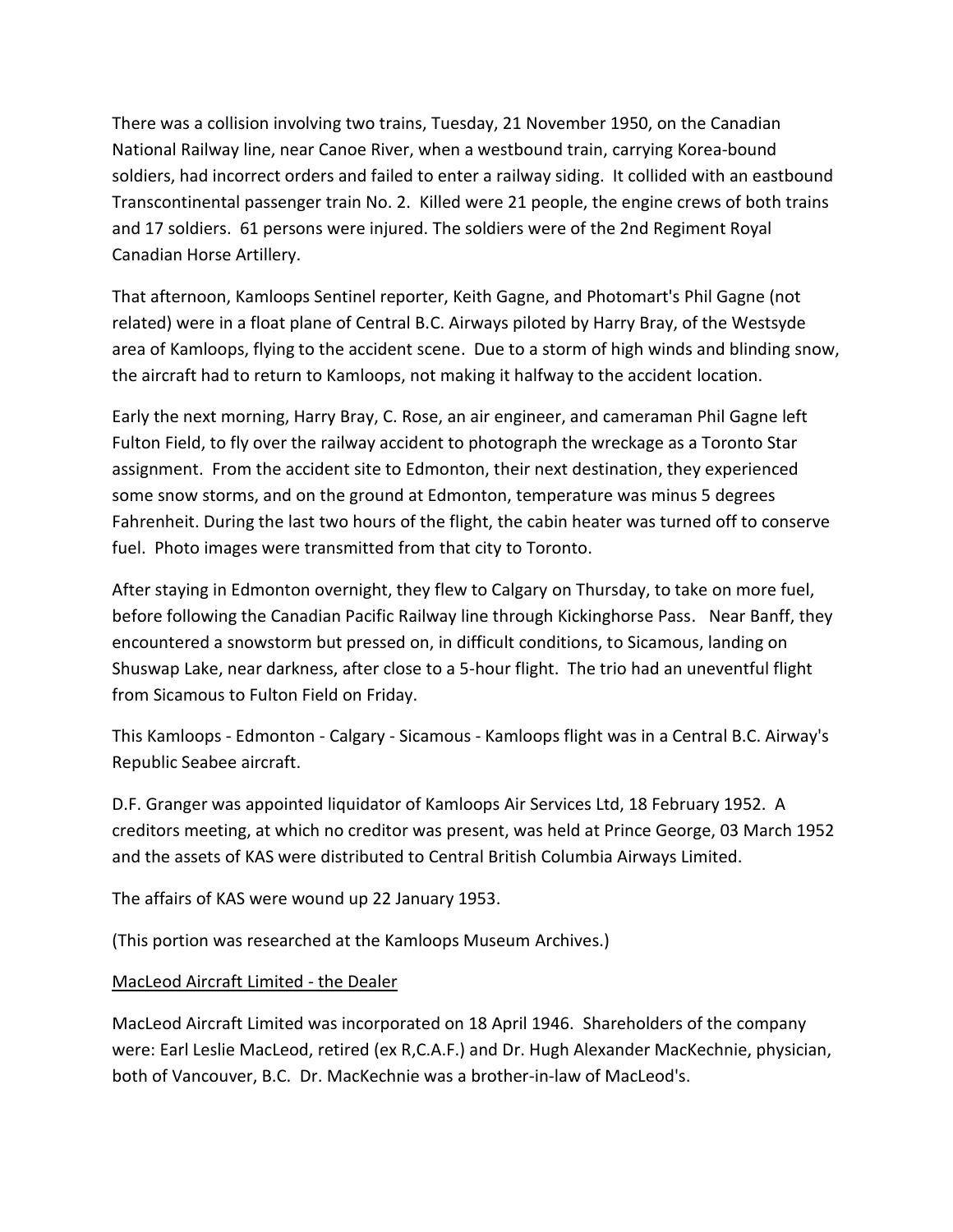There was a collision involving two trains, Tuesday, 21 November 1950, on the Canadian National Railway line, near Canoe River, when a westbound train, carrying Korea-bound soldiers, had incorrect orders and failed to enter a railway siding. It collided with an eastbound Transcontinental passenger train No. 2. Killed were 21 people, the engine crews of both trains and 17 soldiers. 61 persons were injured. The soldiers were of the 2nd Regiment Royal Canadian Horse Artillery.

That afternoon, Kamloops Sentinel reporter, Keith Gagne, and Photomart's Phil Gagne (not related) were in a float plane of Central B.C. Airways piloted by Harry Bray, of the Westsyde area of Kamloops, flying to the accident scene. Due to a storm of high winds and blinding snow, the aircraft had to return to Kamloops, not making it halfway to the accident location.

Early the next morning, Harry Bray, C. Rose, an air engineer, and cameraman Phil Gagne left Fulton Field, to fly over the railway accident to photograph the wreckage as a Toronto Star assignment. From the accident site to Edmonton, their next destination, they experienced some snow storms, and on the ground at Edmonton, temperature was minus 5 degrees Fahrenheit. During the last two hours of the flight, the cabin heater was turned off to conserve fuel. Photo images were transmitted from that city to Toronto.

After staying in Edmonton overnight, they flew to Calgary on Thursday, to take on more fuel, before following the Canadian Pacific Railway line through Kickinghorse Pass. Near Banff, they encountered a snowstorm but pressed on, in difficult conditions, to Sicamous, landing on Shuswap Lake, near darkness, after close to a 5-hour flight. The trio had an uneventful flight from Sicamous to Fulton Field on Friday.

This Kamloops - Edmonton - Calgary - Sicamous - Kamloops flight was in a Central B.C. Airway's Republic Seabee aircraft.

D.F. Granger was appointed liquidator of Kamloops Air Services Ltd, 18 February 1952. A creditors meeting, at which no creditor was present, was held at Prince George, 03 March 1952 and the assets of KAS were distributed to Central British Columbia Airways Limited.

The affairs of KAS were wound up 22 January 1953.

(This portion was researched at the Kamloops Museum Archives.)

## MacLeod Aircraft Limited - the Dealer

MacLeod Aircraft Limited was incorporated on 18 April 1946. Shareholders of the company were: Earl Leslie MacLeod, retired (ex R,C.A.F.) and Dr. Hugh Alexander MacKechnie, physician, both of Vancouver, B.C. Dr. MacKechnie was a brother-in-law of MacLeod's.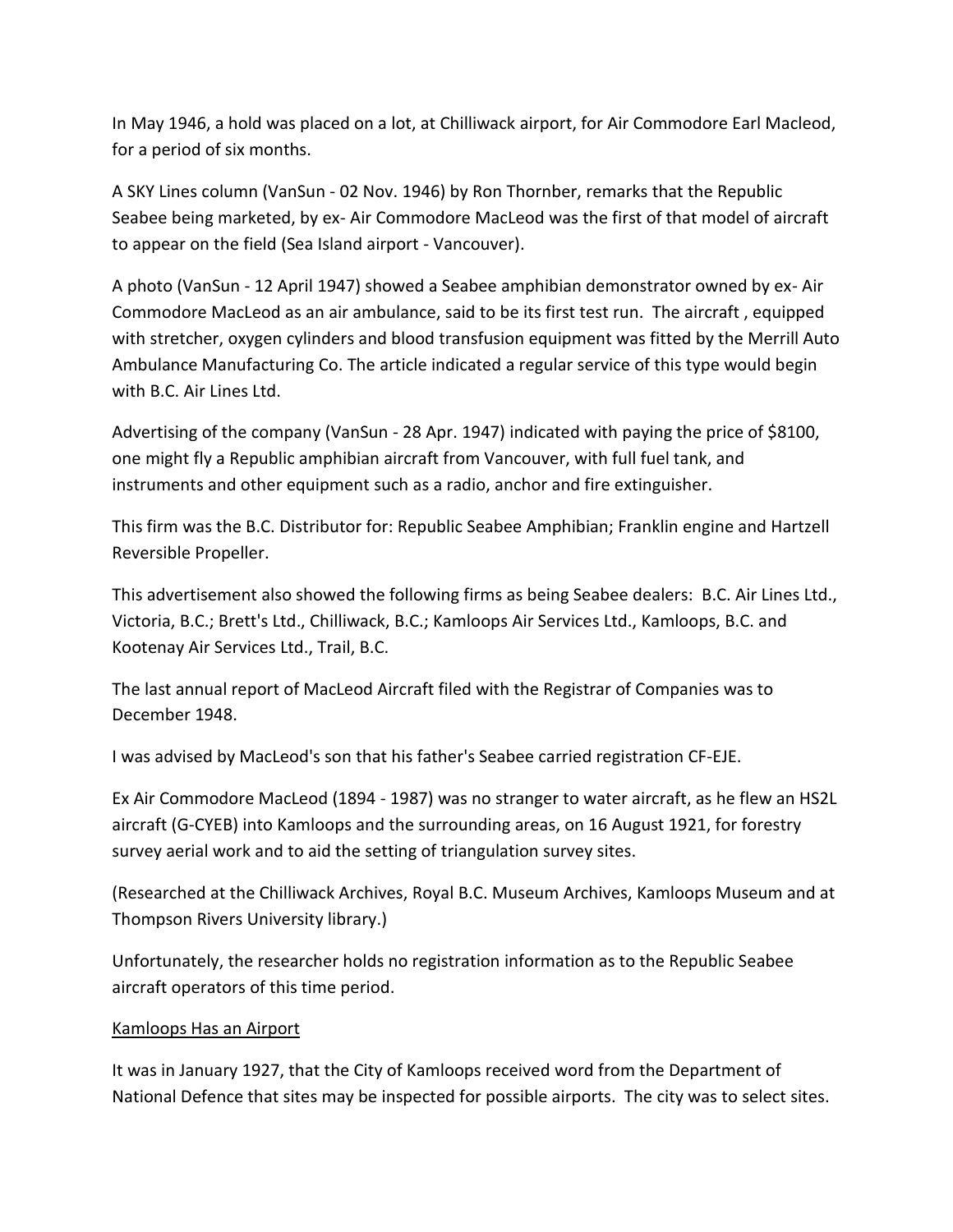In May 1946, a hold was placed on a lot, at Chilliwack airport, for Air Commodore Earl Macleod, for a period of six months.

A SKY Lines column (VanSun - 02 Nov. 1946) by Ron Thornber, remarks that the Republic Seabee being marketed, by ex- Air Commodore MacLeod was the first of that model of aircraft to appear on the field (Sea Island airport - Vancouver).

A photo (VanSun - 12 April 1947) showed a Seabee amphibian demonstrator owned by ex- Air Commodore MacLeod as an air ambulance, said to be its first test run. The aircraft , equipped with stretcher, oxygen cylinders and blood transfusion equipment was fitted by the Merrill Auto Ambulance Manufacturing Co. The article indicated a regular service of this type would begin with B.C. Air Lines Ltd.

Advertising of the company (VanSun - 28 Apr. 1947) indicated with paying the price of $8100, one might fly a Republic amphibian aircraft from Vancouver, with full fuel tank, and instruments and other equipment such as a radio, anchor and fire extinguisher.

This firm was the B.C. Distributor for: Republic Seabee Amphibian; Franklin engine and Hartzell Reversible Propeller.

This advertisement also showed the following firms as being Seabee dealers: B.C. Air Lines Ltd., Victoria, B.C.; Brett's Ltd., Chilliwack, B.C.; Kamloops Air Services Ltd., Kamloops, B.C. and Kootenay Air Services Ltd., Trail, B.C.

The last annual report of MacLeod Aircraft filed with the Registrar of Companies was to December 1948.

I was advised by MacLeod's son that his father's Seabee carried registration CF-EJE.

Ex Air Commodore MacLeod (1894 - 1987) was no stranger to water aircraft, as he flew an HS2L aircraft (G-CYEB) into Kamloops and the surrounding areas, on 16 August 1921, for forestry survey aerial work and to aid the setting of triangulation survey sites.

(Researched at the Chilliwack Archives, Royal B.C. Museum Archives, Kamloops Museum and at Thompson Rivers University library.)

Unfortunately, the researcher holds no registration information as to the Republic Seabee aircraft operators of this time period.

<u>Kamloops Has an Airport</u>

It was in January 1927, that the City of Kamloops received word from the Department of National Defence that sites may be inspected for possible airports. The city was to select sites.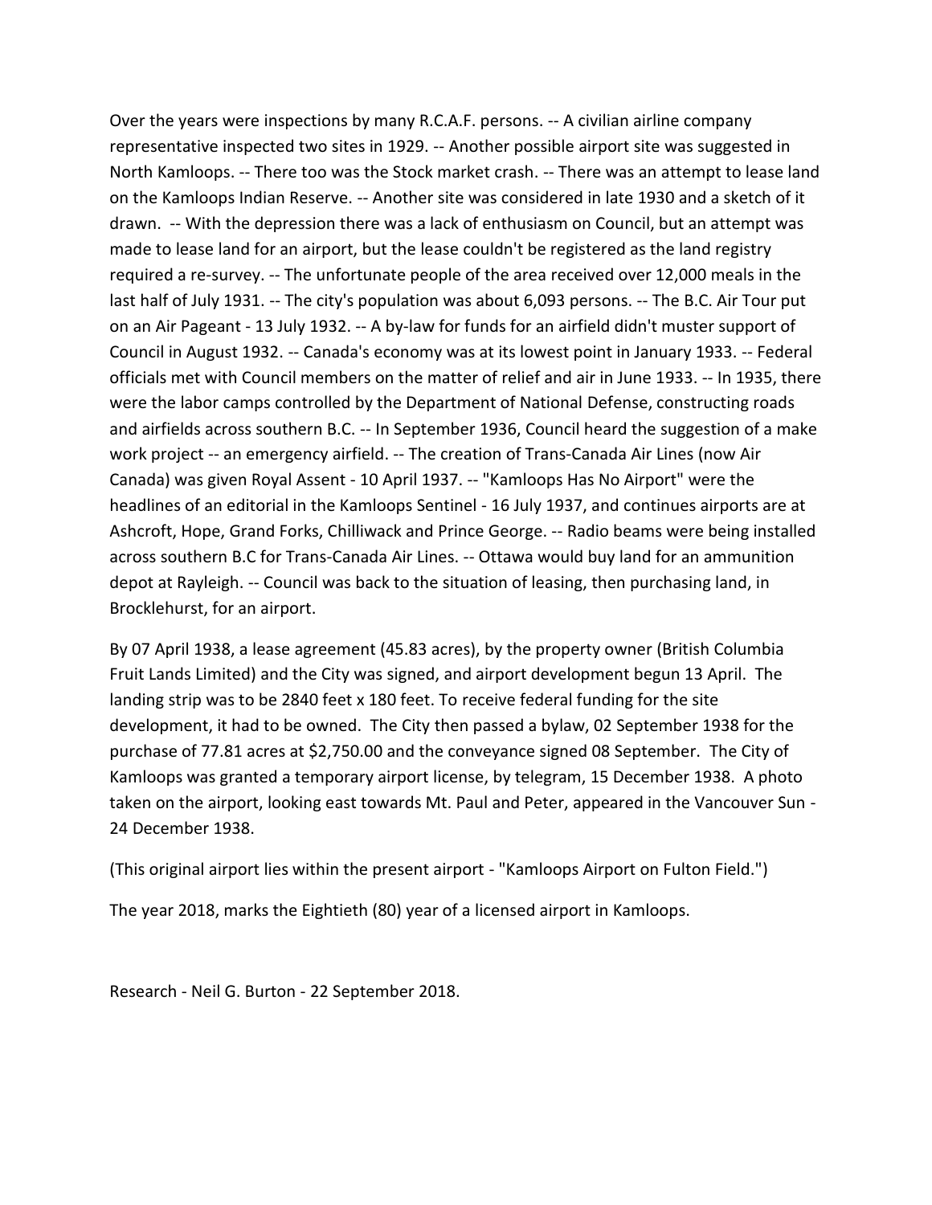Over the years were inspections by many R.C.A.F. persons. -- A civilian airline company representative inspected two sites in 1929. -- Another possible airport site was suggested in North Kamloops. -- There too was the Stock market crash. -- There was an attempt to lease land on the Kamloops Indian Reserve. -- Another site was considered in late 1930 and a sketch of it drawn. -- With the depression there was a lack of enthusiasm on Council, but an attempt was made to lease land for an airport, but the lease couldn't be registered as the land registry required a re-survey. -- The unfortunate people of the area received over 12,000 meals in the last half of July 1931. -- The city's population was about 6,093 persons. -- The B.C. Air Tour put on an Air Pageant - 13 July 1932. -- A by-law for funds for an airfield didn't muster support of Council in August 1932. -- Canada's economy was at its lowest point in January 1933. -- Federal officials met with Council members on the matter of relief and air in June 1933. -- In 1935, there were the labor camps controlled by the Department of National Defense, constructing roads and airfields across southern B.C. -- In September 1936, Council heard the suggestion of a make work project -- an emergency airfield. -- The creation of Trans-Canada Air Lines (now Air Canada) was given Royal Assent - 10 April 1937. -- "Kamloops Has No Airport" were the headlines of an editorial in the Kamloops Sentinel - 16 July 1937, and continues airports are at Ashcroft, Hope, Grand Forks, Chilliwack and Prince George. -- Radio beams were being installed across southern B.C for Trans-Canada Air Lines. -- Ottawa would buy land for an ammunition depot at Rayleigh. -- Council was back to the situation of leasing, then purchasing land, in Brocklehurst, for an airport.

By 07 April 1938, a lease agreement (45.83 acres), by the property owner (British Columbia Fruit Lands Limited) and the City was signed, and airport development begun 13 April. The landing strip was to be 2840 feet x 180 feet. To receive federal funding for the site development, it had to be owned. The City then passed a bylaw, 02 September 1938 for the purchase of 77.81 acres at $2,750.00 and the conveyance signed 08 September. The City of Kamloops was granted a temporary airport license, by telegram, 15 December 1938. A photo taken on the airport, looking east towards Mt. Paul and Peter, appeared in the Vancouver Sun - 24 December 1938.

(This original airport lies within the present airport - "Kamloops Airport on Fulton Field.")

The year 2018, marks the Eightieth (80) year of a licensed airport in Kamloops.

Research - Neil G. Burton - 22 September 2018.